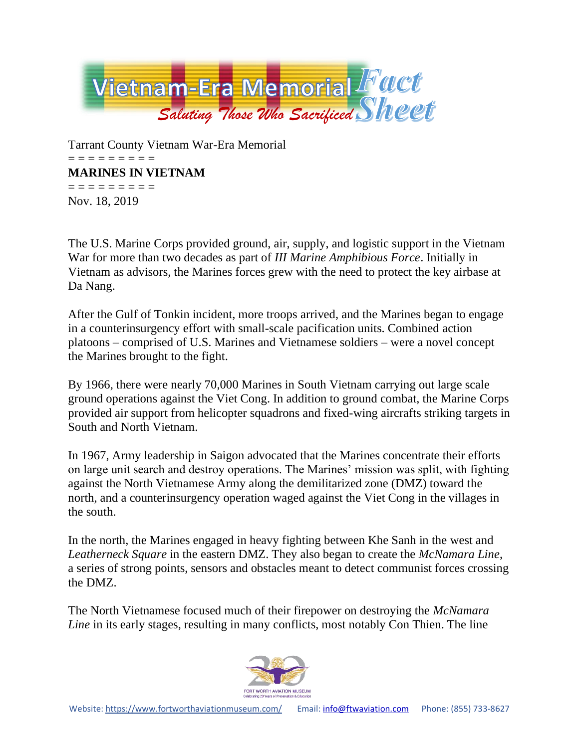Tarrant County Vietnam War-Era Memorial

= = = = = = = = =

**MARINES IN VIETNAM**

= = = = = = = = =

Nov. 18, 2019

The U.S. Marine Corps provided ground, air, supply, and logistic support in the Vietnam War for more than two decades as part of *III Marine Amphibious Force*. Initially in Vietnam as advisors, the Marines forces grew with the need to protect the key airbase at Da Nang.

After the Gulf of Tonkin incident, more troops arrived, and the Marines began to engage in a counterinsurgency effort with small-scale pacification units. Combined action platoons – comprised of U.S. Marines and Vietnamese soldiers – were a novel concept the Marines brought to the fight.

By 1966, there were nearly 70,000 Marines in South Vietnam carrying out large scale ground operations against the Viet Cong. In addition to ground combat, the Marine Corps provided air support from helicopter squadrons and fixed-wing aircrafts striking targets in South and North Vietnam.

In 1967, Army leadership in Saigon advocated that the Marines concentrate their efforts on large unit search and destroy operations. The Marines' mission was split, with fighting against the North Vietnamese Army along the demilitarized zone (DMZ) toward the north, and a counterinsurgency operation waged against the Viet Cong in the villages in the south.

In the north, the Marines engaged in heavy fighting between Khe Sanh in the west and *Leatherneck Square* in the eastern DMZ. They also began to create the *McNamara Line*, a series of strong points, sensors and obstacles meant to detect communist forces crossing the DMZ.

The North Vietnamese focused much of their firepower on destroying the *McNamara Line* in its early stages, resulting in many conflicts, most notably Con Thien. The line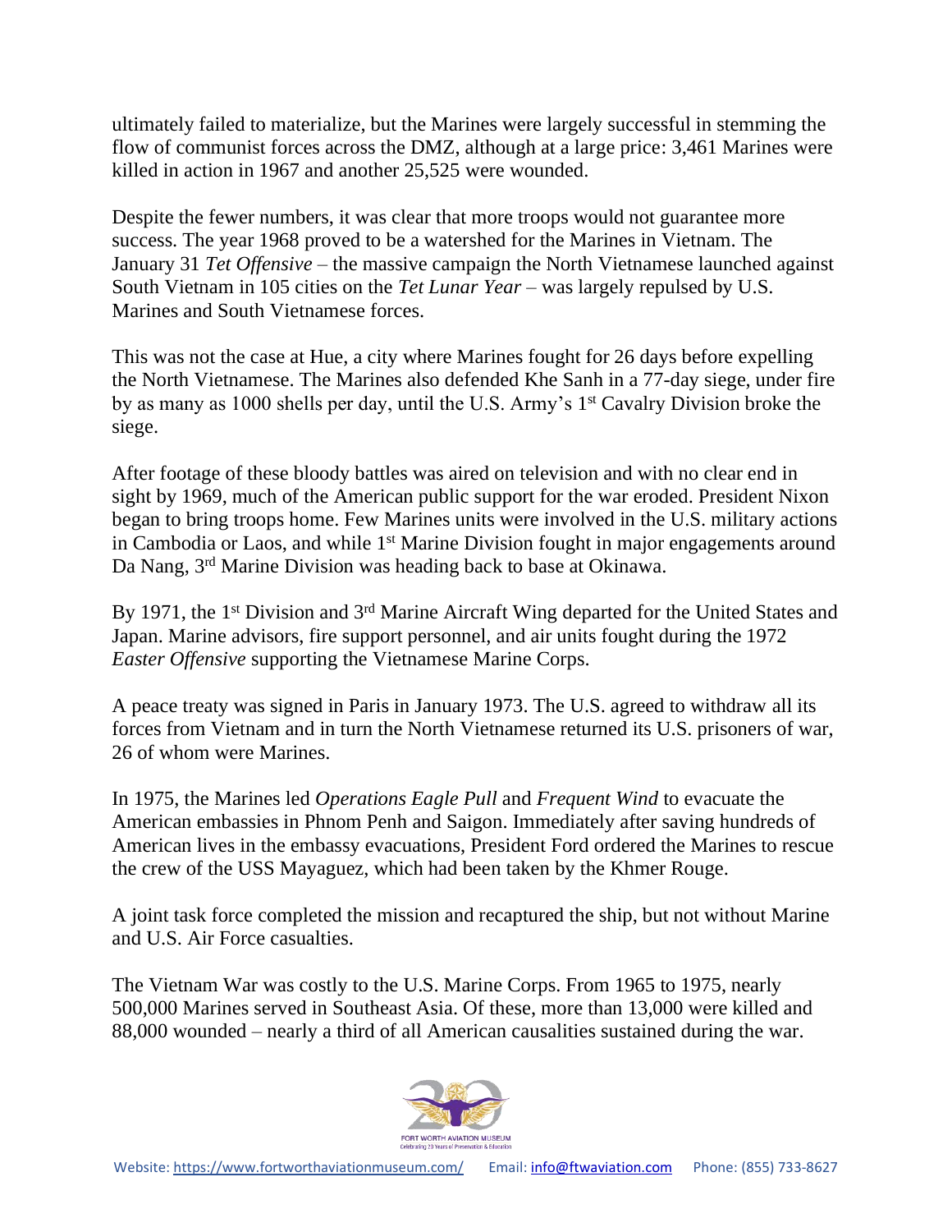ultimately failed to materialize, but the Marines were largely successful in stemming the flow of communist forces across the DMZ, although at a large price: 3,461 Marines were killed in action in 1967 and another 25,525 were wounded.

Despite the fewer numbers, it was clear that more troops would not guarantee more success. The year 1968 proved to be a watershed for the Marines in Vietnam. The January 31 *Tet Offensive* – the massive campaign the North Vietnamese launched against South Vietnam in 105 cities on the *Tet Lunar Year* – was largely repulsed by U.S. Marines and South Vietnamese forces.

This was not the case at Hue, a city where Marines fought for 26 days before expelling the North Vietnamese. The Marines also defended Khe Sanh in a 77-day siege, under fire by as many as 1000 shells per day, until the U.S. Army's 1st Cavalry Division broke the siege.

After footage of these bloody battles was aired on television and with no clear end in sight by 1969, much of the American public support for the war eroded. President Nixon began to bring troops home. Few Marines units were involved in the U.S. military actions in Cambodia or Laos, and while 1st Marine Division fought in major engagements around Da Nang, 3rd Marine Division was heading back to base at Okinawa.

By 1971, the 1st Division and 3rd Marine Aircraft Wing departed for the United States and Japan. Marine advisors, fire support personnel, and air units fought during the 1972 *Easter Offensive* supporting the Vietnamese Marine Corps.

A peace treaty was signed in Paris in January 1973. The U.S. agreed to withdraw all its forces from Vietnam and in turn the North Vietnamese returned its U.S. prisoners of war, 26 of whom were Marines.

In 1975, the Marines led *Operations Eagle Pull* and *Frequent Wind* to evacuate the American embassies in Phnom Penh and Saigon. Immediately after saving hundreds of American lives in the embassy evacuations, President Ford ordered the Marines to rescue the crew of the USS Mayaguez, which had been taken by the Khmer Rouge.

A joint task force completed the mission and recaptured the ship, but not without Marine and U.S. Air Force casualties.

The Vietnam War was costly to the U.S. Marine Corps. From 1965 to 1975, nearly 500,000 Marines served in Southeast Asia. Of these, more than 13,000 were killed and 88,000 wounded – nearly a third of all American causalities sustained during the war.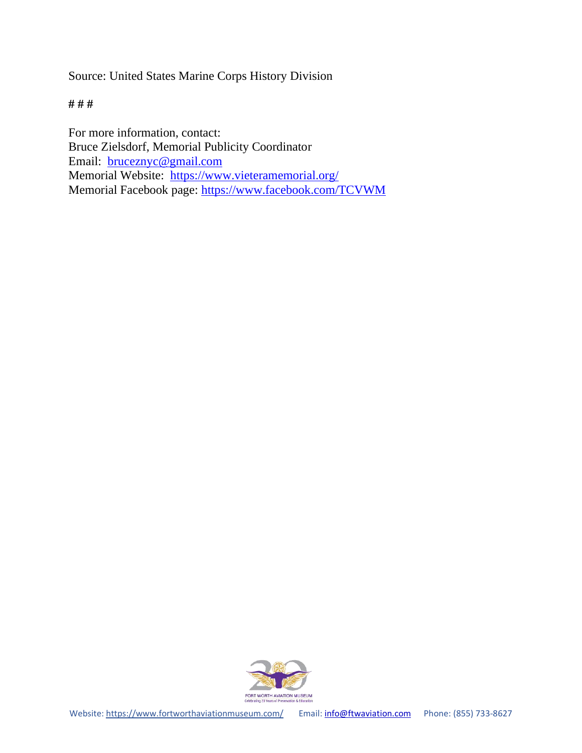Source: United States Marine Corps History Division

# # #

For more information, contact:
Bruce Zielsdorf, Memorial Publicity Coordinator
Email: bruceznyc@gmail.com
Memorial Website: https://www.vieteramemorial.org/
Memorial Facebook page: https://www.facebook.com/TCVWM